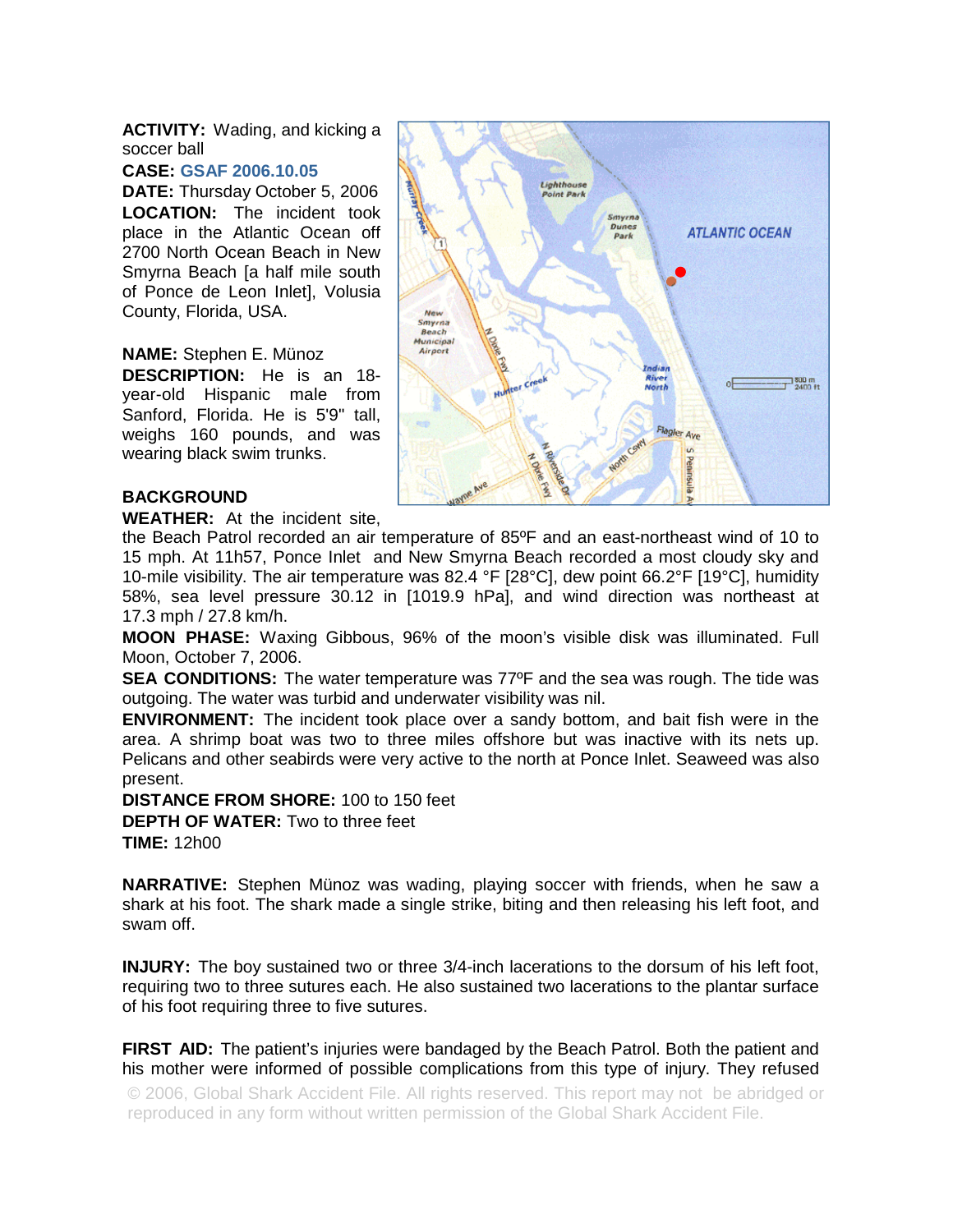**ACTIVITY:** Wading, and kicking a soccer ball

**CASE:** GSAF 2006.10.05

**DATE:** Thursday October 5, 2006

**LOCATION:** The incident took place in the Atlantic Ocean off 2700 North Ocean Beach in New Smyrna Beach [a half mile south of Ponce de Leon Inlet], Volusia County, Florida, USA.

**NAME:** Stephen E. Münoz

**DESCRIPTION:** He is an 18-year-old Hispanic male from Sanford, Florida. He is 5'9" tall, weighs 160 pounds, and was wearing black swim trunks.

**BACKGROUND**

**WEATHER:** At the incident site, the Beach Patrol recorded an air temperature of 85ºF and an east-northeast wind of 10 to 15 mph. At 11h57, Ponce Inlet and New Smyrna Beach recorded a most cloudy sky and 10-mile visibility. The air temperature was 82.4 °F [28°C], dew point 66.2°F [19°C], humidity 58%, sea level pressure 30.12 in [1019.9 hPa], and wind direction was northeast at 17.3 mph / 27.8 km/h.

**MOON PHASE:** Waxing Gibbous, 96% of the moon's visible disk was illuminated. Full Moon, October 7, 2006.

**SEA CONDITIONS:** The water temperature was 77ºF and the sea was rough. The tide was outgoing. The water was turbid and underwater visibility was nil.

**ENVIRONMENT:** The incident took place over a sandy bottom, and bait fish were in the area. A shrimp boat was two to three miles offshore but was inactive with its nets up. Pelicans and other seabirds were very active to the north at Ponce Inlet. Seaweed was also present.

**DISTANCE FROM SHORE:** 100 to 150 feet

**DEPTH OF WATER:** Two to three feet

**TIME:** 12h00

**NARRATIVE:** Stephen Münoz was wading, playing soccer with friends, when he saw a shark at his foot. The shark made a single strike, biting and then releasing his left foot, and swam off.

**INJURY:** The boy sustained two or three 3/4-inch lacerations to the dorsum of his left foot, requiring two to three sutures each. He also sustained two lacerations to the plantar surface of his foot requiring three to five sutures.

**FIRST AID:** The patient's injuries were bandaged by the Beach Patrol. Both the patient and his mother were informed of possible complications from this type of injury. They refused

© 2006, Global Shark Accident File. All rights reserved. This report may not be abridged or reproduced in any form without written permission of the Global Shark Accident File.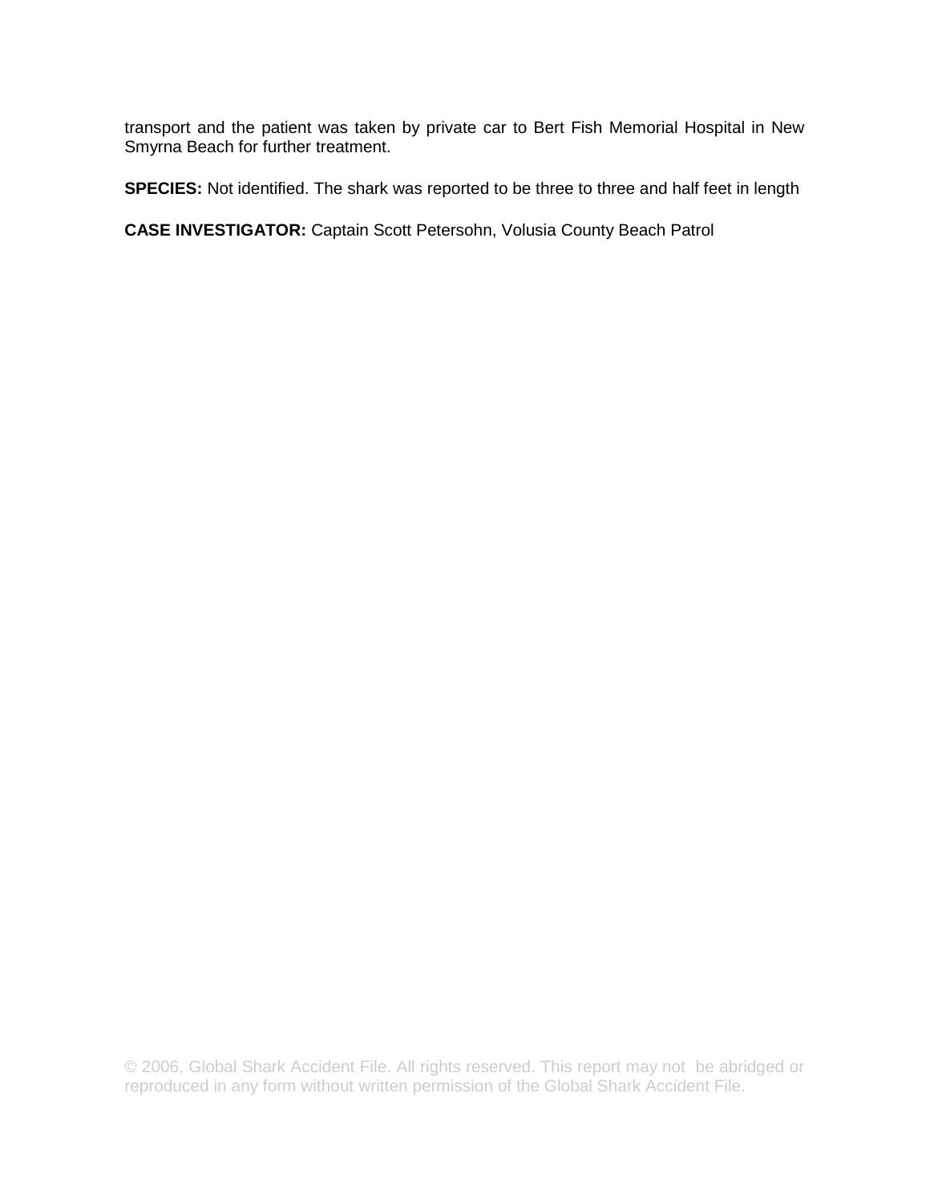transport and the patient was taken by private car to Bert Fish Memorial Hospital in New Smyrna Beach for further treatment.

**SPECIES:** Not identified. The shark was reported to be three to three and half feet in length

**CASE INVESTIGATOR:** Captain Scott Petersohn, Volusia County Beach Patrol

© 2006, Global Shark Accident File. All rights reserved. This report may not be abridged or reproduced in any form without written permission of the Global Shark Accident File.